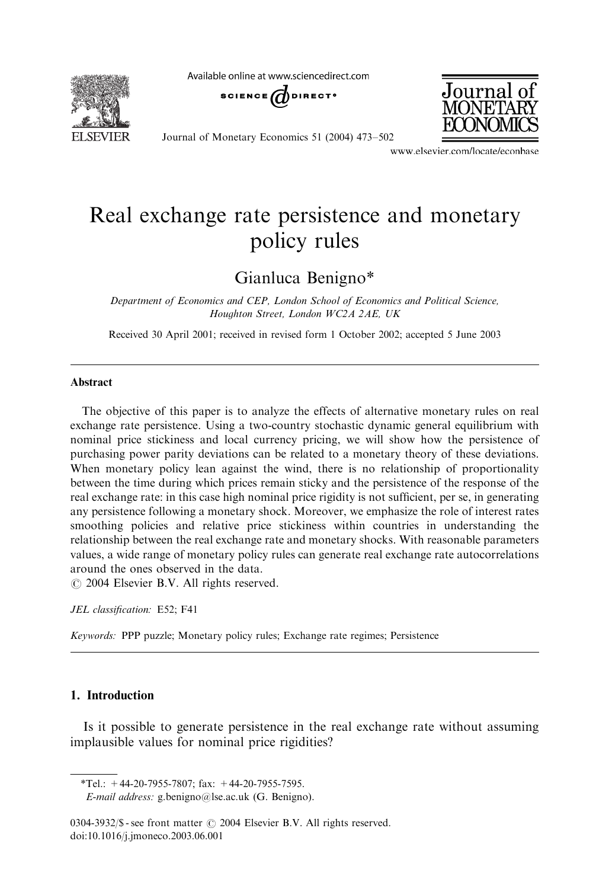# Real exchange rate persistence and monetary policy rules

Gianluca Benigno*

*Department of Economics and CEP, London School of Economics and Political Science, Houghton Street, London WC2A 2AE, UK*

Received 30 April 2001; received in revised form 1 October 2002; accepted 5 June 2003

## Abstract

The objective of this paper is to analyze the effects of alternative monetary rules on real exchange rate persistence. Using a two-country stochastic dynamic general equilibrium with nominal price stickiness and local currency pricing, we will show how the persistence of purchasing power parity deviations can be related to a monetary theory of these deviations. When monetary policy lean against the wind, there is no relationship of proportionality between the time during which prices remain sticky and the persistence of the response of the real exchange rate: in this case high nominal price rigidity is not sufficient, per se, in generating any persistence following a monetary shock. Moreover, we emphasize the role of interest rates smoothing policies and relative price stickiness within countries in understanding the relationship between the real exchange rate and monetary shocks. With reasonable parameters values, a wide range of monetary policy rules can generate real exchange rate autocorrelations around the ones observed in the data.

© 2004 Elsevier B.V. All rights reserved.

*JEL classification:* E52; F41

*Keywords:* PPP puzzle; Monetary policy rules; Exchange rate regimes; Persistence

## 1. Introduction

Is it possible to generate persistence in the real exchange rate without assuming implausible values for nominal price rigidities?

---

*Tel.: +44-20-7955-7807; fax: +44-20-7955-7595.
*E-mail address:* g.benigno@lse.ac.uk (G. Benigno).

0304-3932/$ - see front matter © 2004 Elsevier B.V. All rights reserved.
doi:10.1016/j.jmoneco.2003.06.001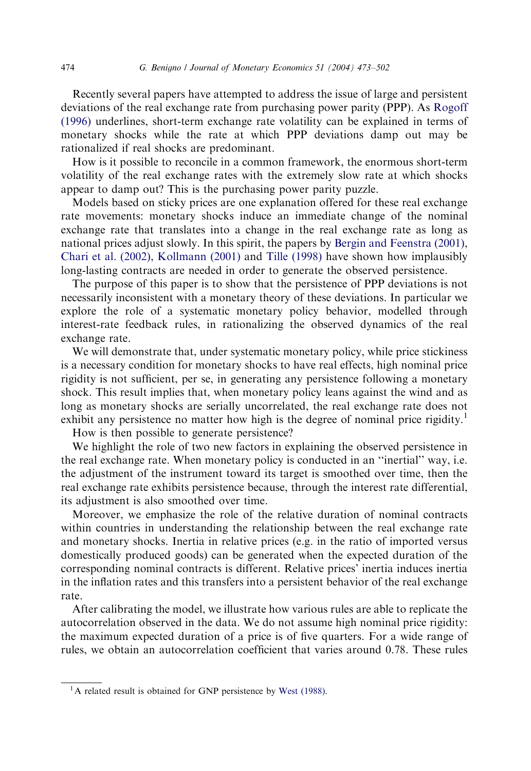Recently several papers have attempted to address the issue of large and persistent deviations of the real exchange rate from purchasing power parity (PPP). As Rogoff (1996) underlines, short-term exchange rate volatility can be explained in terms of monetary shocks while the rate at which PPP deviations damp out may be rationalized if real shocks are predominant.

How is it possible to reconcile in a common framework, the enormous short-term volatility of the real exchange rates with the extremely slow rate at which shocks appear to damp out? This is the purchasing power parity puzzle.

Models based on sticky prices are one explanation offered for these real exchange rate movements: monetary shocks induce an immediate change of the nominal exchange rate that translates into a change in the real exchange rate as long as national prices adjust slowly. In this spirit, the papers by Bergin and Feenstra (2001), Chari et al. (2002), Kollmann (2001) and Tille (1998) have shown how implausibly long-lasting contracts are needed in order to generate the observed persistence.

The purpose of this paper is to show that the persistence of PPP deviations is not necessarily inconsistent with a monetary theory of these deviations. In particular we explore the role of a systematic monetary policy behavior, modelled through interest-rate feedback rules, in rationalizing the observed dynamics of the real exchange rate.

We will demonstrate that, under systematic monetary policy, while price stickiness is a necessary condition for monetary shocks to have real effects, high nominal price rigidity is not sufficient, per se, in generating any persistence following a monetary shock. This result implies that, when monetary policy leans against the wind and as long as monetary shocks are serially uncorrelated, the real exchange rate does not exhibit any persistence no matter how high is the degree of nominal price rigidity.[1]

How is then possible to generate persistence?

We highlight the role of two new factors in explaining the observed persistence in the real exchange rate. When monetary policy is conducted in an "inertial" way, i.e. the adjustment of the instrument toward its target is smoothed over time, then the real exchange rate exhibits persistence because, through the interest rate differential, its adjustment is also smoothed over time.

Moreover, we emphasize the role of the relative duration of nominal contracts within countries in understanding the relationship between the real exchange rate and monetary shocks. Inertia in relative prices (e.g. in the ratio of imported versus domestically produced goods) can be generated when the expected duration of the corresponding nominal contracts is different. Relative prices' inertia induces inertia in the inflation rates and this transfers into a persistent behavior of the real exchange rate.

After calibrating the model, we illustrate how various rules are able to replicate the autocorrelation observed in the data. We do not assume high nominal price rigidity: the maximum expected duration of a price is of five quarters. For a wide range of rules, we obtain an autocorrelation coefficient that varies around 0.78. These rules

[1] A related result is obtained for GNP persistence by West (1988).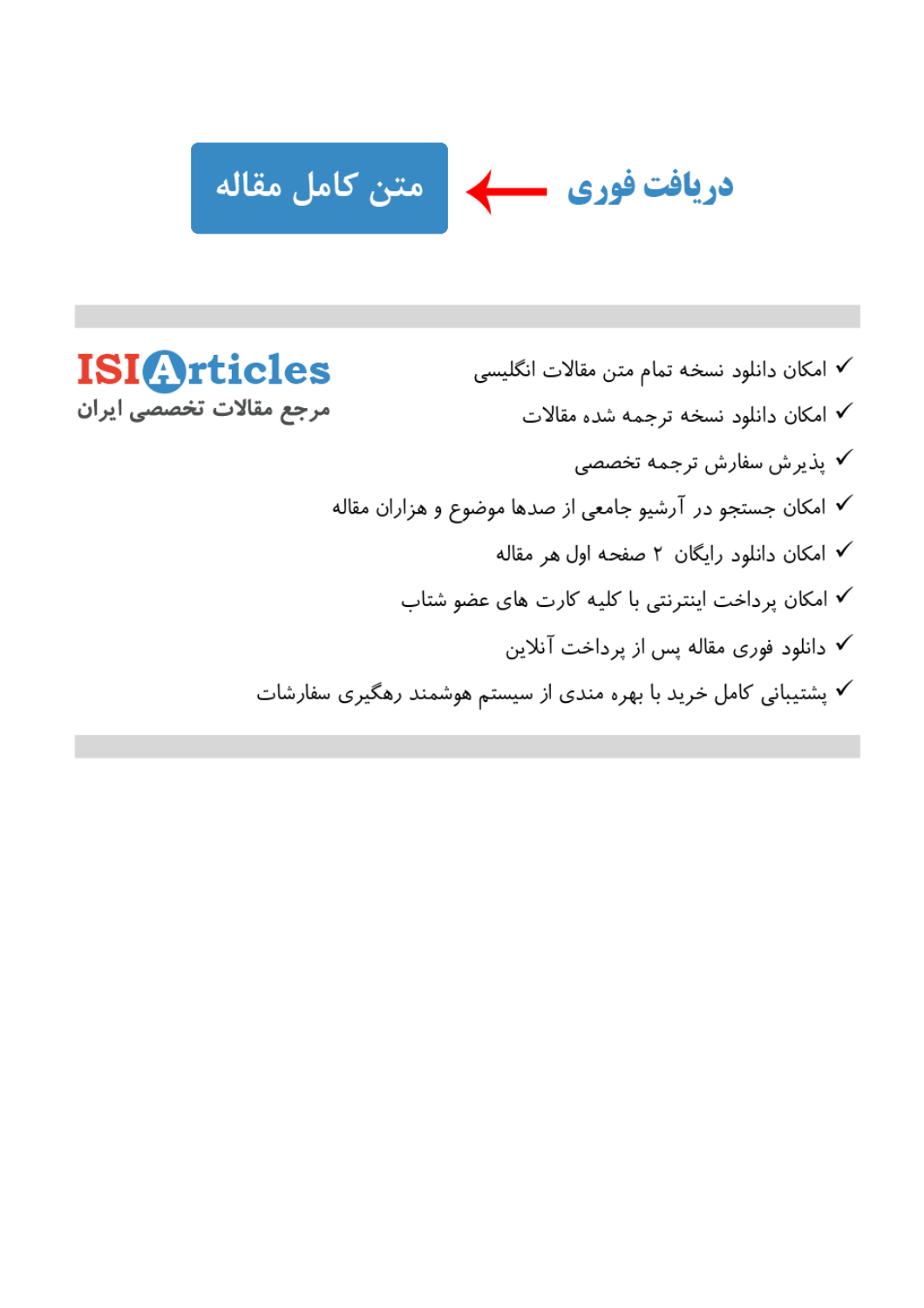دریافت فوری ← متن کامل مقاله

**ISIArticles**
مرجع مقالات تخصصی ایران

- ✓ امکان دانلود نسخه تمام متن مقالات انگلیسی
- ✓ امکان دانلود نسخه ترجمه شده مقالات
- ✓ پذیرش سفارش ترجمه تخصصی
- ✓ امکان جستجو در آرشیو جامعی از صدها موضوع و هزاران مقاله
- ✓ امکان دانلود رایگان ۲ صفحه اول هر مقاله
- ✓ امکان پرداخت اینترنتی با کلیه کارت های عضو شتاب
- ✓ دانلود فوری مقاله پس از پرداخت آنلاین
- ✓ پشتیبانی کامل خرید با بهره مندی از سیستم هوشمند رهگیری سفارشات